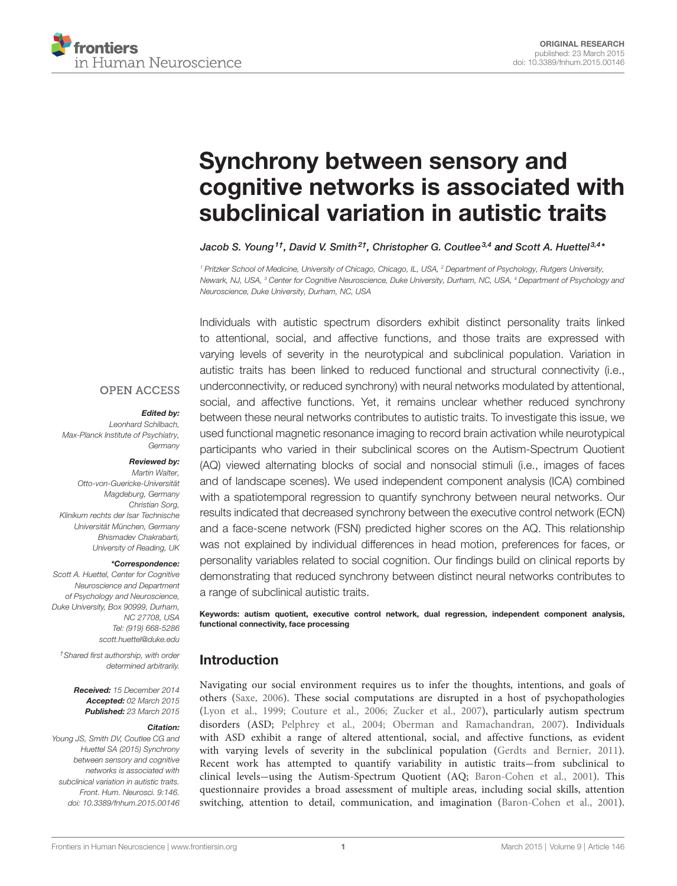ORIGINAL RESEARCH
published: 23 March 2015
doi: 10.3389/fnhum.2015.00146

# Synchrony between sensory and cognitive networks is associated with subclinical variation in autistic traits

*Jacob S. Young[1†], David V. Smith[2†], Christopher G. Coutlee[3,4] and Scott A. Huettel[3,4]\**

[1] Pritzker School of Medicine, University of Chicago, Chicago, IL, USA, [2] Department of Psychology, Rutgers University, Newark, NJ, USA, [3] Center for Cognitive Neuroscience, Duke University, Durham, NC, USA, [4] Department of Psychology and Neuroscience, Duke University, Durham, NC, USA

Individuals with autistic spectrum disorders exhibit distinct personality traits linked to attentional, social, and affective functions, and those traits are expressed with varying levels of severity in the neurotypical and subclinical population. Variation in autistic traits has been linked to reduced functional and structural connectivity (i.e., underconnectivity, or reduced synchrony) with neural networks modulated by attentional, social, and affective functions. Yet, it remains unclear whether reduced synchrony between these neural networks contributes to autistic traits. To investigate this issue, we used functional magnetic resonance imaging to record brain activation while neurotypical participants who varied in their subclinical scores on the Autism-Spectrum Quotient (AQ) viewed alternating blocks of social and nonsocial stimuli (i.e., images of faces and of landscape scenes). We used independent component analysis (ICA) combined with a spatiotemporal regression to quantify synchrony between neural networks. Our results indicated that decreased synchrony between the executive control network (ECN) and a face-scene network (FSN) predicted higher scores on the AQ. This relationship was not explained by individual differences in head motion, preferences for faces, or personality variables related to social cognition. Our findings build on clinical reports by demonstrating that reduced synchrony between distinct neural networks contributes to a range of subclinical autistic traits.

**Keywords: autism quotient, executive control network, dual regression, independent component analysis, functional connectivity, face processing**

OPEN ACCESS

***Edited by:***
Leonhard Schilbach, Max-Planck Institute of Psychiatry, Germany

***Reviewed by:***
Martin Walter, Otto-von-Guericke-Universität Magdeburg, Germany
Christian Sorg, Klinikum rechts der Isar Technische Universität München, Germany
Bhismadev Chakrabarti, University of Reading, UK

***\*Correspondence:***
Scott A. Huettel, Center for Cognitive Neuroscience and Department of Psychology and Neuroscience, Duke University, Box 90999, Durham, NC 27708, USA
Tel: (919) 668-5286
scott.huettel@duke.edu

*†Shared first authorship, with order determined arbitrarily.*

***Received:*** 15 December 2014
***Accepted:*** 02 March 2015
***Published:*** 23 March 2015

***Citation:***
Young JS, Smith DV, Coutlee CG and Huettel SA (2015) Synchrony between sensory and cognitive networks is associated with subclinical variation in autistic traits. Front. Hum. Neurosci. 9:146. doi: 10.3389/fnhum.2015.00146

## Introduction

Navigating our social environment requires us to infer the thoughts, intentions, and goals of others (Saxe, 2006). These social computations are disrupted in a host of psychopathologies (Lyon et al., 1999; Couture et al., 2006; Zucker et al., 2007), particularly autism spectrum disorders (ASD; Pelphrey et al., 2004; Oberman and Ramachandran, 2007). Individuals with ASD exhibit a range of altered attentional, social, and affective functions, as evident with varying levels of severity in the subclinical population (Gerdts and Bernier, 2011). Recent work has attempted to quantify variability in autistic traits—from subclinical to clinical levels—using the Autism-Spectrum Quotient (AQ; Baron-Cohen et al., 2001). This questionnaire provides a broad assessment of multiple areas, including social skills, attention switching, attention to detail, communication, and imagination (Baron-Cohen et al., 2001).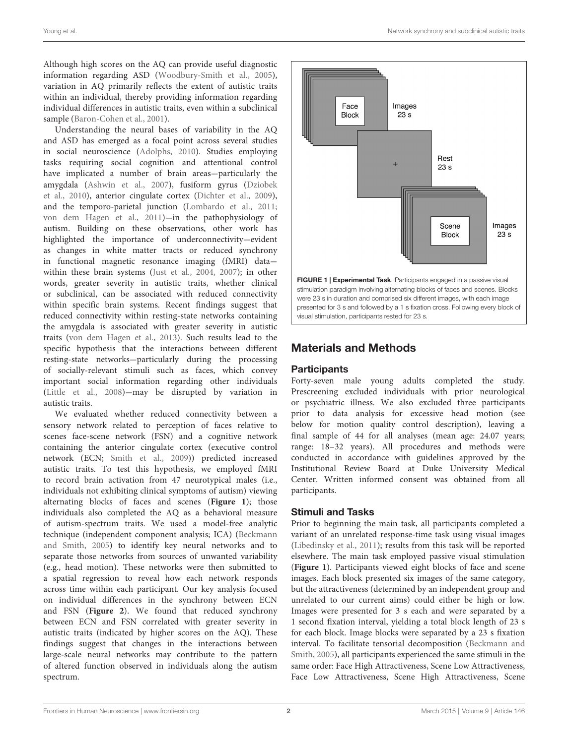Although high scores on the AQ can provide useful diagnostic information regarding ASD (Woodbury-Smith et al., 2005), variation in AQ primarily reflects the extent of autistic traits within an individual, thereby providing information regarding individual differences in autistic traits, even within a subclinical sample (Baron-Cohen et al., 2001).

Understanding the neural bases of variability in the AQ and ASD has emerged as a focal point across several studies in social neuroscience (Adolphs, 2010). Studies employing tasks requiring social cognition and attentional control have implicated a number of brain areas—particularly the amygdala (Ashwin et al., 2007), fusiform gyrus (Dziobek et al., 2010), anterior cingulate cortex (Dichter et al., 2009), and the temporo-parietal junction (Lombardo et al., 2011; von dem Hagen et al., 2011)—in the pathophysiology of autism. Building on these observations, other work has highlighted the importance of underconnectivity—evident as changes in white matter tracts or reduced synchrony in functional magnetic resonance imaging (fMRI) data—within these brain systems (Just et al., 2004, 2007); in other words, greater severity in autistic traits, whether clinical or subclinical, can be associated with reduced connectivity within specific brain systems. Recent findings suggest that reduced connectivity within resting-state networks containing the amygdala is associated with greater severity in autistic traits (von dem Hagen et al., 2013). Such results lead to the specific hypothesis that the interactions between different resting-state networks—particularly during the processing of socially-relevant stimuli such as faces, which convey important social information regarding other individuals (Little et al., 2008)—may be disrupted by variation in autistic traits.

We evaluated whether reduced connectivity between a sensory network related to perception of faces relative to scenes face-scene network (FSN) and a cognitive network containing the anterior cingulate cortex (executive control network (ECN; Smith et al., 2009)) predicted increased autistic traits. To test this hypothesis, we employed fMRI to record brain activation from 47 neurotypical males (i.e., individuals not exhibiting clinical symptoms of autism) viewing alternating blocks of faces and scenes (**Figure 1**); those individuals also completed the AQ as a behavioral measure of autism-spectrum traits. We used a model-free analytic technique (independent component analysis; ICA) (Beckmann and Smith, 2005) to identify key neural networks and to separate those networks from sources of unwanted variability (e.g., head motion). These networks were then submitted to a spatial regression to reveal how each network responds across time within each participant. Our key analysis focused on individual differences in the synchrony between ECN and FSN (**Figure 2**). We found that reduced synchrony between ECN and FSN correlated with greater severity in autistic traits (indicated by higher scores on the AQ). These findings suggest that changes in the interactions between large-scale neural networks may contribute to the pattern of altered function observed in individuals along the autism spectrum.

**FIGURE 1 | Experimental Task**. Participants engaged in a passive visual stimulation paradigm involving alternating blocks of faces and scenes. Blocks were 23 s in duration and comprised six different images, with each image presented for 3 s and followed by a 1 s fixation cross. Following every block of visual stimulation, participants rested for 23 s.

## Materials and Methods

### Participants

Forty-seven male young adults completed the study. Prescreening excluded individuals with prior neurological or psychiatric illness. We also excluded three participants prior to data analysis for excessive head motion (see below for motion quality control description), leaving a final sample of 44 for all analyses (mean age: 24.07 years; range: 18–32 years). All procedures and methods were conducted in accordance with guidelines approved by the Institutional Review Board at Duke University Medical Center. Written informed consent was obtained from all participants.

### Stimuli and Tasks

Prior to beginning the main task, all participants completed a variant of an unrelated response-time task using visual images (Libedinsky et al., 2011); results from this task will be reported elsewhere. The main task employed passive visual stimulation (**Figure 1**). Participants viewed eight blocks of face and scene images. Each block presented six images of the same category, but the attractiveness (determined by an independent group and unrelated to our current aims) could either be high or low. Images were presented for 3 s each and were separated by a 1 second fixation interval, yielding a total block length of 23 s for each block. Image blocks were separated by a 23 s fixation interval. To facilitate tensorial decomposition (Beckmann and Smith, 2005), all participants experienced the same stimuli in the same order: Face High Attractiveness, Scene Low Attractiveness, Face Low Attractiveness, Scene High Attractiveness, Scene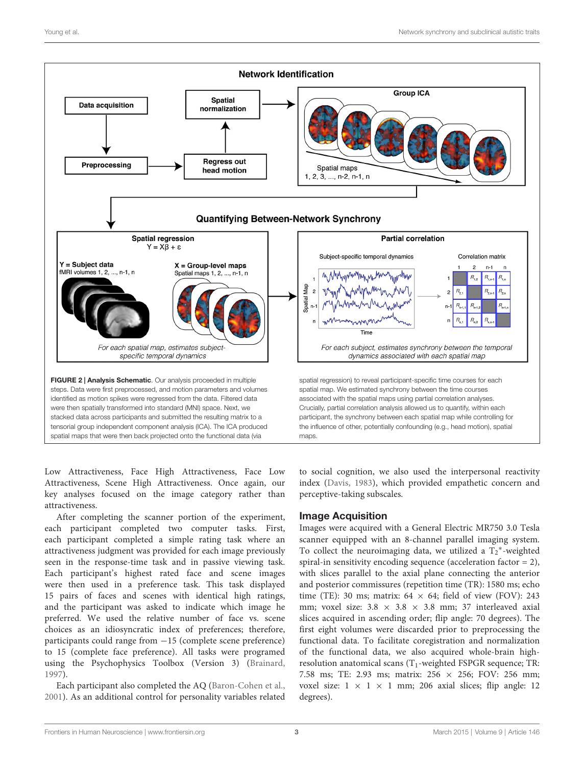**FIGURE 2 | Analysis Schematic.** Our analysis proceeded in multiple steps. Data were first preprocessed, and motion parameters and volumes identified as motion spikes were regressed from the data. Filtered data were then spatially transformed into standard (MNI) space. Next, we stacked data across participants and submitted the resulting matrix to a tensorial group independent component analysis (ICA). The ICA produced spatial maps that were then back projected onto the functional data (via spatial regression) to reveal participant-specific time courses for each spatial map. We estimated synchrony between the time courses associated with the spatial maps using partial correlation analyses. Crucially, partial correlation analysis allowed us to quantify, within each participant, the synchrony between each spatial map while controlling for the influence of other, potentially confounding (e.g., head motion), spatial maps.

Low Attractiveness, Face High Attractiveness, Face Low Attractiveness, Scene High Attractiveness. Once again, our key analyses focused on the image category rather than attractiveness.

After completing the scanner portion of the experiment, each participant completed two computer tasks. First, each participant completed a simple rating task where an attractiveness judgment was provided for each image previously seen in the response-time task and in passive viewing task. Each participant's highest rated face and scene images were then used in a preference task. This task displayed 15 pairs of faces and scenes with identical high ratings, and the participant was asked to indicate which image he preferred. We used the relative number of face vs. scene choices as an idiosyncratic index of preferences; therefore, participants could range from −15 (complete scene preference) to 15 (complete face preference). All tasks were programed using the Psychophysics Toolbox (Version 3) (Brainard, 1997).

Each participant also completed the AQ (Baron-Cohen et al., 2001). As an additional control for personality variables related to social cognition, we also used the interpersonal reactivity index (Davis, 1983), which provided empathetic concern and perceptive-taking subscales.

## Image Acquisition

Images were acquired with a General Electric MR750 3.0 Tesla scanner equipped with an 8-channel parallel imaging system. To collect the neuroimaging data, we utilized a $T_2$*-weighted spiral-in sensitivity encoding sequence (acceleration factor = 2), with slices parallel to the axial plane connecting the anterior and posterior commissures (repetition time (TR): 1580 ms; echo time (TE): 30 ms; matrix: 64 × 64; field of view (FOV): 243 mm; voxel size: 3.8 × 3.8 × 3.8 mm; 37 interleaved axial slices acquired in ascending order; flip angle: 70 degrees). The first eight volumes were discarded prior to preprocessing the functional data. To facilitate coregistration and normalization of the functional data, we also acquired whole-brain high-resolution anatomical scans ($T_1$-weighted FSPGR sequence; TR: 7.58 ms; TE: 2.93 ms; matrix: 256 × 256; FOV: 256 mm; voxel size: 1 × 1 × 1 mm; 206 axial slices; flip angle: 12 degrees).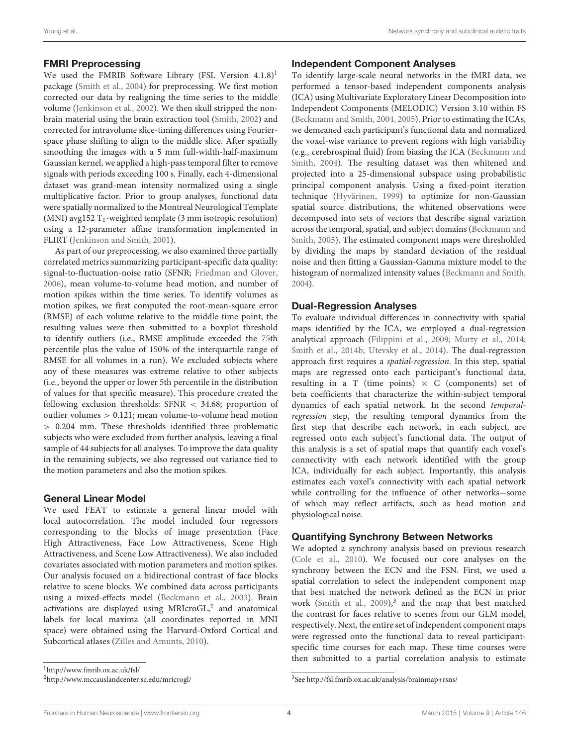## FMRI Preprocessing

We used the FMRIB Software Library (FSL Version 4.1.8)[1] package (Smith et al., 2004) for preprocessing. We first motion corrected our data by realigning the time series to the middle volume (Jenkinson et al., 2002). We then skull stripped the non-brain material using the brain extraction tool (Smith, 2002) and corrected for intravolume slice-timing differences using Fourier-space phase shifting to align to the middle slice. After spatially smoothing the images with a 5 mm full-width-half-maximum Gaussian kernel, we applied a high-pass temporal filter to remove signals with periods exceeding 100 s. Finally, each 4-dimensional dataset was grand-mean intensity normalized using a single multiplicative factor. Prior to group analyses, functional data were spatially normalized to the Montreal Neurological Template (MNI) avg152 $T_1$-weighted template (3 mm isotropic resolution) using a 12-parameter affine transformation implemented in FLIRT (Jenkinson and Smith, 2001).

As part of our preprocessing, we also examined three partially correlated metrics summarizing participant-specific data quality: signal-to-fluctuation-noise ratio (SFNR; Friedman and Glover, 2006), mean volume-to-volume head motion, and number of motion spikes within the time series. To identify volumes as motion spikes, we first computed the root-mean-square error (RMSE) of each volume relative to the middle time point; the resulting values were then submitted to a boxplot threshold to identify outliers (i.e., RMSE amplitude exceeded the 75th percentile plus the value of 150% of the interquartile range of RMSE for all volumes in a run). We excluded subjects where any of these measures was extreme relative to other subjects (i.e., beyond the upper or lower 5th percentile in the distribution of values for that specific measure). This procedure created the following exclusion thresholds: SFNR $< 34.68$; proportion of outlier volumes $> 0.121$; mean volume-to-volume head motion $> 0.204$ mm. These thresholds identified three problematic subjects who were excluded from further analysis, leaving a final sample of 44 subjects for all analyses. To improve the data quality in the remaining subjects, we also regressed out variance tied to the motion parameters and also the motion spikes.

## General Linear Model

We used FEAT to estimate a general linear model with local autocorrelation. The model included four regressors corresponding to the blocks of image presentation (Face High Attractiveness, Face Low Attractiveness, Scene High Attractiveness, and Scene Low Attractiveness). We also included covariates associated with motion parameters and motion spikes. Our analysis focused on a bidirectional contrast of face blocks relative to scene blocks. We combined data across participants using a mixed-effects model (Beckmann et al., 2003). Brain activations are displayed using MRIcroGL,[2] and anatomical labels for local maxima (all coordinates reported in MNI space) were obtained using the Harvard-Oxford Cortical and Subcortical atlases (Zilles and Amunts, 2010).

## Independent Component Analyses

To identify large-scale neural networks in the fMRI data, we performed a tensor-based independent components analysis (ICA) using Multivariate Exploratory Linear Decomposition into Independent Components (MELODIC) Version 3.10 within FS (Beckmann and Smith, 2004, 2005). Prior to estimating the ICAs, we demeaned each participant's functional data and normalized the voxel-wise variance to prevent regions with high variability (e.g., cerebrospinal fluid) from biasing the ICA (Beckmann and Smith, 2004). The resulting dataset was then whitened and projected into a 25-dimensional subspace using probabilistic principal component analysis. Using a fixed-point iteration technique (Hyvärinen, 1999) to optimize for non-Gaussian spatial source distributions, the whitened observations were decomposed into sets of vectors that describe signal variation across the temporal, spatial, and subject domains (Beckmann and Smith, 2005). The estimated component maps were thresholded by dividing the maps by standard deviation of the residual noise and then fitting a Gaussian-Gamma mixture model to the histogram of normalized intensity values (Beckmann and Smith, 2004).

## Dual-Regression Analyses

To evaluate individual differences in connectivity with spatial maps identified by the ICA, we employed a dual-regression analytical approach (Filippini et al., 2009; Murty et al., 2014; Smith et al., 2014b; Utevsky et al., 2014). The dual-regression approach first requires a *spatial-regression*. In this step, spatial maps are regressed onto each participant's functional data, resulting in a T (time points) $\times$ C (components) set of beta coefficients that characterize the within-subject temporal dynamics of each spatial network. In the second *temporal-regression* step, the resulting temporal dynamics from the first step that describe each network, in each subject, are regressed onto each subject's functional data. The output of this analysis is a set of spatial maps that quantify each voxel's connectivity with each network identified with the group ICA, individually for each subject. Importantly, this analysis estimates each voxel's connectivity with each spatial network while controlling for the influence of other networks—some of which may reflect artifacts, such as head motion and physiological noise.

## Quantifying Synchrony Between Networks

We adopted a synchrony analysis based on previous research (Cole et al., 2010). We focused our core analyses on the synchrony between the ECN and the FSN. First, we used a spatial correlation to select the independent component map that best matched the network defined as the ECN in prior work (Smith et al., 2009),[3] and the map that best matched the contrast for faces relative to scenes from our GLM model, respectively. Next, the entire set of independent component maps were regressed onto the functional data to reveal participant-specific time courses for each map. These time courses were then submitted to a partial correlation analysis to estimate

[1] http://www.fmrib.ox.ac.uk/fsl/

[2] http://www.mccauslandcenter.sc.edu/mricrogl/

[3] See http://fsl.fmrib.ox.ac.uk/analysis/brainmap+rsns/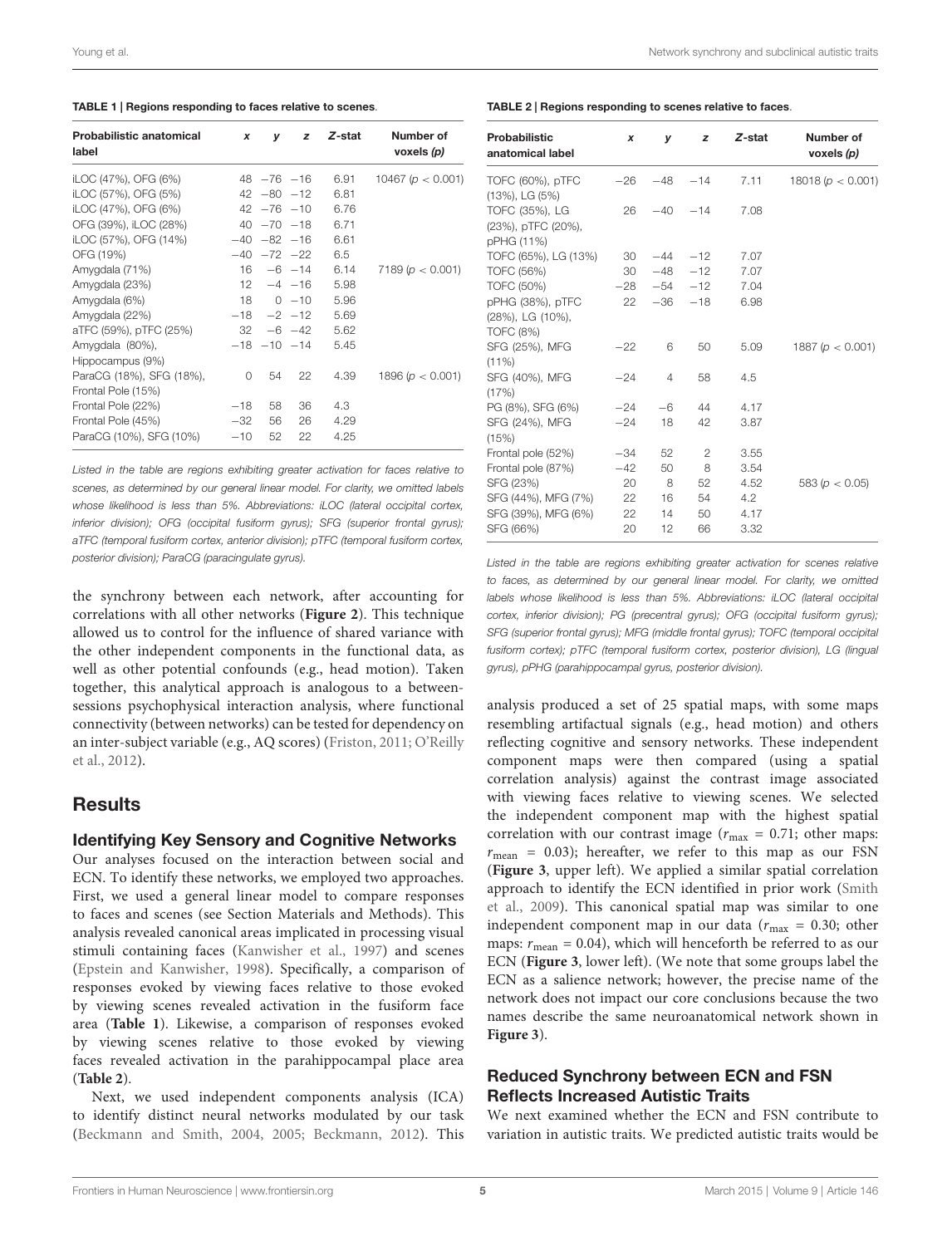**TABLE 1 | Regions responding to faces relative to scenes.**

| Probabilistic anatomical label | x | y | z | Z-stat | Number of voxels (p) |
|---|---|---|---|---|---|
| iLOC (47%), OFG (6%) | 48 | −76 | −16 | 6.91 | 10467 ($p < 0.001$) |
| iLOC (57%), OFG (5%) | 42 | −80 | −12 | 6.81 | |
| iLOC (47%), OFG (6%) | 42 | −76 | −10 | 6.76 | |
| OFG (39%), iLOC (28%) | 40 | −70 | −18 | 6.71 | |
| iLOC (57%), OFG (14%) | −40 | −82 | −16 | 6.61 | |
| OFG (19%) | −40 | −72 | −22 | 6.5 | |
| Amygdala (71%) | 16 | −6 | −14 | 6.14 | 7189 ($p < 0.001$) |
| Amygdala (23%) | 12 | −4 | −16 | 5.98 | |
| Amygdala (6%) | 18 | 0 | −10 | 5.96 | |
| Amygdala (22%) | −18 | −2 | −12 | 5.69 | |
| aTFC (59%), pTFC (25%) | 32 | −6 | −42 | 5.62 | |
| Amygdala (80%), Hippocampus (9%) | −18 | −10 | −14 | 5.45 | |
| ParaCG (18%), SFG (18%), Frontal Pole (15%) | 0 | 54 | 22 | 4.39 | 1896 ($p < 0.001$) |
| Frontal Pole (22%) | −18 | 58 | 36 | 4.3 | |
| Frontal Pole (45%) | −32 | 56 | 26 | 4.29 | |
| ParaCG (10%), SFG (10%) | −10 | 52 | 22 | 4.25 | |

*Listed in the table are regions exhibiting greater activation for faces relative to scenes, as determined by our general linear model. For clarity, we omitted labels whose likelihood is less than 5%. Abbreviations: iLOC (lateral occipital cortex, inferior division); OFG (occipital fusiform gyrus); SFG (superior frontal gyrus); aTFC (temporal fusiform cortex, anterior division); pTFC (temporal fusiform cortex, posterior division); ParaCG (paracingulate gyrus).*

**TABLE 2 | Regions responding to scenes relative to faces.**

| Probabilistic anatomical label | x | y | z | Z-stat | Number of voxels (p) |
|---|---|---|---|---|---|
| TOFC (60%), pTFC (13%), LG (5%) | −26 | −48 | −14 | 7.11 | 18018 ($p < 0.001$) |
| TOFC (35%), LG (23%), pTFC (20%), pPHG (11%) | 26 | −40 | −14 | 7.08 | |
| TOFC (65%), LG (13%) | 30 | −44 | −12 | 7.07 | |
| TOFC (56%) | 30 | −48 | −12 | 7.07 | |
| TOFC (50%) | −28 | −54 | −12 | 7.04 | |
| pPHG (38%), pTFC (28%), LG (10%), TOFC (8%) | 22 | −36 | −18 | 6.98 | |
| SFG (25%), MFG (11%) | −22 | 6 | 50 | 5.09 | 1887 ($p < 0.001$) |
| SFG (40%), MFG (17%) | −24 | 4 | 58 | 4.5 | |
| PG (8%), SFG (6%) | −24 | −6 | 44 | 4.17 | |
| SFG (24%), MFG (15%) | −24 | 18 | 42 | 3.87 | |
| Frontal pole (52%) | −34 | 52 | 2 | 3.55 | |
| Frontal pole (87%) | −42 | 50 | 8 | 3.54 | |
| SFG (23%) | 20 | 8 | 52 | 4.52 | 583 ($p < 0.05$) |
| SFG (44%), MFG (7%) | 22 | 16 | 54 | 4.2 | |
| SFG (39%), MFG (6%) | 22 | 14 | 50 | 4.17 | |
| SFG (66%) | 20 | 12 | 66 | 3.32 | |

*Listed in the table are regions exhibiting greater activation for scenes relative to faces, as determined by our general linear model. For clarity, we omitted labels whose likelihood is less than 5%. Abbreviations: iLOC (lateral occipital cortex, inferior division); PG (precentral gyrus); OFG (occipital fusiform gyrus); SFG (superior frontal gyrus); MFG (middle frontal gyrus); TOFC (temporal occipital fusiform cortex); pTFC (temporal fusiform cortex, posterior division), LG (lingual gyrus), pPHG (parahippocampal gyrus, posterior division).*

the synchrony between each network, after accounting for correlations with all other networks (**Figure 2**). This technique allowed us to control for the influence of shared variance with the other independent components in the functional data, as well as other potential confounds (e.g., head motion). Taken together, this analytical approach is analogous to a between-sessions psychophysical interaction analysis, where functional connectivity (between networks) can be tested for dependency on an inter-subject variable (e.g., AQ scores) (Friston, 2011; O'Reilly et al., 2012).

## Results

### Identifying Key Sensory and Cognitive Networks

Our analyses focused on the interaction between social and ECN. To identify these networks, we employed two approaches. First, we used a general linear model to compare responses to faces and scenes (see Section Materials and Methods). This analysis revealed canonical areas implicated in processing visual stimuli containing faces (Kanwisher et al., 1997) and scenes (Epstein and Kanwisher, 1998). Specifically, a comparison of responses evoked by viewing faces relative to those evoked by viewing scenes revealed activation in the fusiform face area (**Table 1**). Likewise, a comparison of responses evoked by viewing scenes relative to those evoked by viewing faces revealed activation in the parahippocampal place area (**Table 2**).

Next, we used independent components analysis (ICA) to identify distinct neural networks modulated by our task (Beckmann and Smith, 2004, 2005; Beckmann, 2012). This analysis produced a set of 25 spatial maps, with some maps resembling artifactual signals (e.g., head motion) and others reflecting cognitive and sensory networks. These independent component maps were then compared (using a spatial correlation analysis) against the contrast image associated with viewing faces relative to viewing scenes. We selected the independent component map with the highest spatial correlation with our contrast image ($r_{\max} = 0.71$; other maps: $r_{\text{mean}} = 0.03$); hereafter, we refer to this map as our FSN (**Figure 3**, upper left). We applied a similar spatial correlation approach to identify the ECN identified in prior work (Smith et al., 2009). This canonical spatial map was similar to one independent component map in our data ($r_{\max} = 0.30$; other maps: $r_{\text{mean}} = 0.04$), which will henceforth be referred to as our ECN (**Figure 3**, lower left). (We note that some groups label the ECN as a salience network; however, the precise name of the network does not impact our core conclusions because the two names describe the same neuroanatomical network shown in **Figure 3**).

### Reduced Synchrony between ECN and FSN Reflects Increased Autistic Traits

We next examined whether the ECN and FSN contribute to variation in autistic traits. We predicted autistic traits would be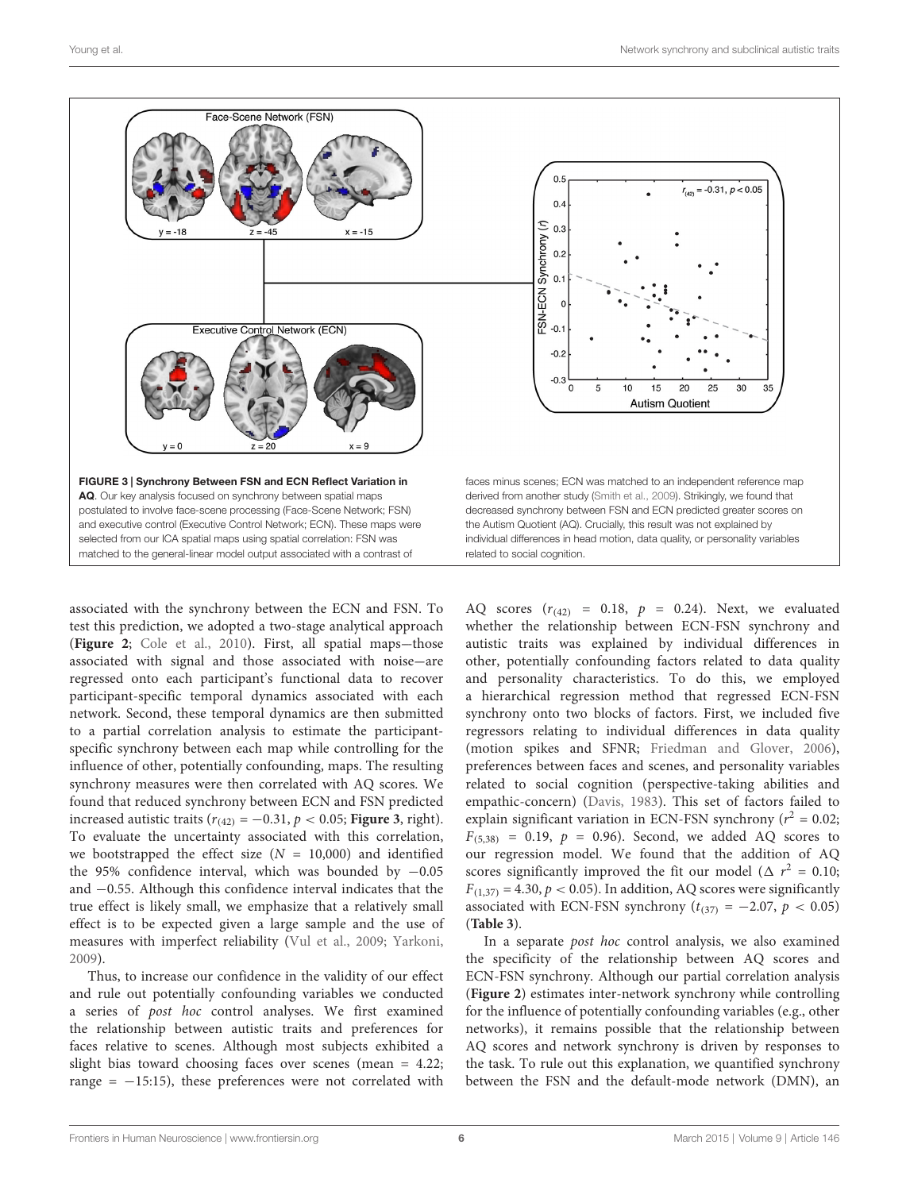FIGURE 3 | Synchrony Between FSN and ECN Reflect Variation in AQ. Our key analysis focused on synchrony between spatial maps postulated to involve face-scene processing (Face-Scene Network; FSN) and executive control (Executive Control Network; ECN). These maps were selected from our ICA spatial maps using spatial correlation: FSN was matched to the general-linear model output associated with a contrast of faces minus scenes; ECN was matched to an independent reference map derived from another study (Smith et al., 2009). Strikingly, we found that decreased synchrony between FSN and ECN predicted greater scores on the Autism Quotient (AQ). Crucially, this result was not explained by individual differences in head motion, data quality, or personality variables related to social cognition.

associated with the synchrony between the ECN and FSN. To test this prediction, we adopted a two-stage analytical approach (**Figure 2**; Cole et al., 2010). First, all spatial maps—those associated with signal and those associated with noise—are regressed onto each participant's functional data to recover participant-specific temporal dynamics associated with each network. Second, these temporal dynamics are then submitted to a partial correlation analysis to estimate the participant-specific synchrony between each map while controlling for the influence of other, potentially confounding, maps. The resulting synchrony measures were then correlated with AQ scores. We found that reduced synchrony between ECN and FSN predicted increased autistic traits ($r_{(42)} = -0.31$, $p < 0.05$; **Figure 3**, right). To evaluate the uncertainty associated with this correlation, we bootstrapped the effect size ($N = 10,000$) and identified the 95% confidence interval, which was bounded by $-0.05$ and $-0.55$. Although this confidence interval indicates that the true effect is likely small, we emphasize that a relatively small effect is to be expected given a large sample and the use of measures with imperfect reliability (Vul et al., 2009; Yarkoni, 2009).

Thus, to increase our confidence in the validity of our effect and rule out potentially confounding variables we conducted a series of *post hoc* control analyses. We first examined the relationship between autistic traits and preferences for faces relative to scenes. Although most subjects exhibited a slight bias toward choosing faces over scenes (mean = 4.22; range = −15:15), these preferences were not correlated with AQ scores ($r_{(42)} = 0.18$, $p = 0.24$). Next, we evaluated whether the relationship between ECN-FSN synchrony and autistic traits was explained by individual differences in other, potentially confounding factors related to data quality and personality characteristics. To do this, we employed a hierarchical regression method that regressed ECN-FSN synchrony onto two blocks of factors. First, we included five regressors relating to individual differences in data quality (motion spikes and SFNR; Friedman and Glover, 2006), preferences between faces and scenes, and personality variables related to social cognition (perspective-taking abilities and empathic-concern) (Davis, 1983). This set of factors failed to explain significant variation in ECN-FSN synchrony ($r^2 = 0.02$; $F_{(5,38)} = 0.19$, $p = 0.96$). Second, we added AQ scores to our regression model. We found that the addition of AQ scores significantly improved the fit our model ($\Delta\ r^2 = 0.10$; $F_{(1,37)} = 4.30$, $p < 0.05$). In addition, AQ scores were significantly associated with ECN-FSN synchrony ($t_{(37)} = -2.07$, $p < 0.05$) (**Table 3**).

In a separate *post hoc* control analysis, we also examined the specificity of the relationship between AQ scores and ECN-FSN synchrony. Although our partial correlation analysis (**Figure 2**) estimates inter-network synchrony while controlling for the influence of potentially confounding variables (e.g., other networks), it remains possible that the relationship between AQ scores and network synchrony is driven by responses to the task. To rule out this explanation, we quantified synchrony between the FSN and the default-mode network (DMN), an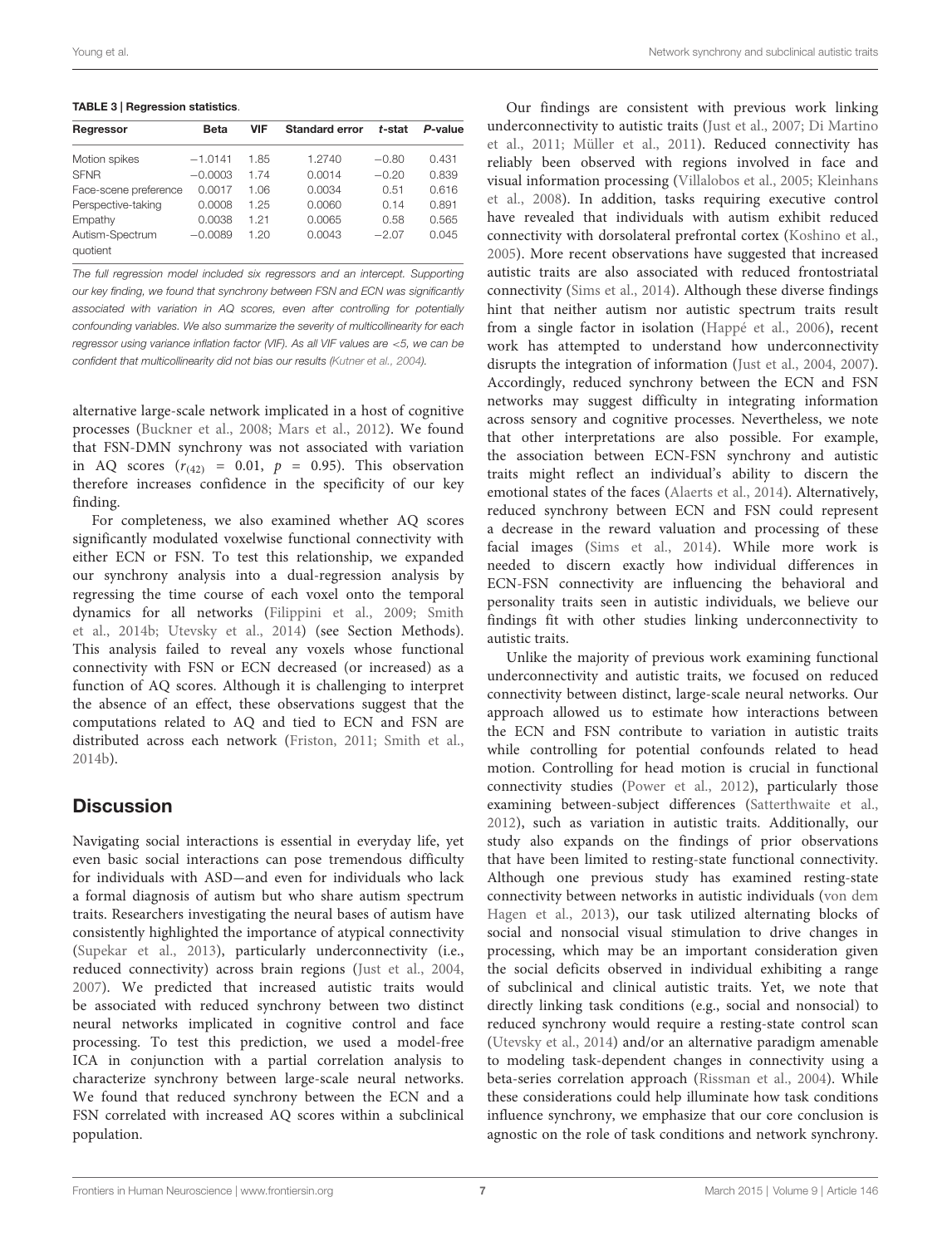**TABLE 3 | Regression statistics**.

| Regressor | Beta | VIF | Standard error | *t*-stat | *P*-value |
|---|---|---|---|---|---|
| Motion spikes | −1.0141 | 1.85 | 1.2740 | −0.80 | 0.431 |
| SFNR | −0.0003 | 1.74 | 0.0014 | −0.20 | 0.839 |
| Face-scene preference | 0.0017 | 1.06 | 0.0034 | 0.51 | 0.616 |
| Perspective-taking | 0.0008 | 1.25 | 0.0060 | 0.14 | 0.891 |
| Empathy | 0.0038 | 1.21 | 0.0065 | 0.58 | 0.565 |
| Autism-Spectrum quotient | −0.0089 | 1.20 | 0.0043 | −2.07 | 0.045 |

*The full regression model included six regressors and an intercept. Supporting our key finding, we found that synchrony between FSN and ECN was significantly associated with variation in AQ scores, even after controlling for potentially confounding variables. We also summarize the severity of multicollinearity for each regressor using variance inflation factor (VIF). As all VIF values are <5, we can be confident that multicollinearity did not bias our results (Kutner et al., 2004).*

alternative large-scale network implicated in a host of cognitive processes (Buckner et al., 2008; Mars et al., 2012). We found that FSN-DMN synchrony was not associated with variation in AQ scores ($r_{(42)} = 0.01$, $p = 0.95$). This observation therefore increases confidence in the specificity of our key finding.

For completeness, we also examined whether AQ scores significantly modulated voxelwise functional connectivity with either ECN or FSN. To test this relationship, we expanded our synchrony analysis into a dual-regression analysis by regressing the time course of each voxel onto the temporal dynamics for all networks (Filippini et al., 2009; Smith et al., 2014b; Utevsky et al., 2014) (see Section Methods). This analysis failed to reveal any voxels whose functional connectivity with FSN or ECN decreased (or increased) as a function of AQ scores. Although it is challenging to interpret the absence of an effect, these observations suggest that the computations related to AQ and tied to ECN and FSN are distributed across each network (Friston, 2011; Smith et al., 2014b).

## Discussion

Navigating social interactions is essential in everyday life, yet even basic social interactions can pose tremendous difficulty for individuals with ASD—and even for individuals who lack a formal diagnosis of autism but who share autism spectrum traits. Researchers investigating the neural bases of autism have consistently highlighted the importance of atypical connectivity (Supekar et al., 2013), particularly underconnectivity (i.e., reduced connectivity) across brain regions (Just et al., 2004, 2007). We predicted that increased autistic traits would be associated with reduced synchrony between two distinct neural networks implicated in cognitive control and face processing. To test this prediction, we used a model-free ICA in conjunction with a partial correlation analysis to characterize synchrony between large-scale neural networks. We found that reduced synchrony between the ECN and a FSN correlated with increased AQ scores within a subclinical population.

Our findings are consistent with previous work linking underconnectivity to autistic traits (Just et al., 2007; Di Martino et al., 2011; Müller et al., 2011). Reduced connectivity has reliably been observed with regions involved in face and visual information processing (Villalobos et al., 2005; Kleinhans et al., 2008). In addition, tasks requiring executive control have revealed that individuals with autism exhibit reduced connectivity with dorsolateral prefrontal cortex (Koshino et al., 2005). More recent observations have suggested that increased autistic traits are also associated with reduced frontostriatal connectivity (Sims et al., 2014). Although these diverse findings hint that neither autism nor autistic spectrum traits result from a single factor in isolation (Happé et al., 2006), recent work has attempted to understand how underconnectivity disrupts the integration of information (Just et al., 2004, 2007). Accordingly, reduced synchrony between the ECN and FSN networks may suggest difficulty in integrating information across sensory and cognitive processes. Nevertheless, we note that other interpretations are also possible. For example, the association between ECN-FSN synchrony and autistic traits might reflect an individual's ability to discern the emotional states of the faces (Alaerts et al., 2014). Alternatively, reduced synchrony between ECN and FSN could represent a decrease in the reward valuation and processing of these facial images (Sims et al., 2014). While more work is needed to discern exactly how individual differences in ECN-FSN connectivity are influencing the behavioral and personality traits seen in autistic individuals, we believe our findings fit with other studies linking underconnectivity to autistic traits.

Unlike the majority of previous work examining functional underconnectivity and autistic traits, we focused on reduced connectivity between distinct, large-scale neural networks. Our approach allowed us to estimate how interactions between the ECN and FSN contribute to variation in autistic traits while controlling for potential confounds related to head motion. Controlling for head motion is crucial in functional connectivity studies (Power et al., 2012), particularly those examining between-subject differences (Satterthwaite et al., 2012), such as variation in autistic traits. Additionally, our study also expands on the findings of prior observations that have been limited to resting-state functional connectivity. Although one previous study has examined resting-state connectivity between networks in autistic individuals (von dem Hagen et al., 2013), our task utilized alternating blocks of social and nonsocial visual stimulation to drive changes in processing, which may be an important consideration given the social deficits observed in individual exhibiting a range of subclinical and clinical autistic traits. Yet, we note that directly linking task conditions (e.g., social and nonsocial) to reduced synchrony would require a resting-state control scan (Utevsky et al., 2014) and/or an alternative paradigm amenable to modeling task-dependent changes in connectivity using a beta-series correlation approach (Rissman et al., 2004). While these considerations could help illuminate how task conditions influence synchrony, we emphasize that our core conclusion is agnostic on the role of task conditions and network synchrony.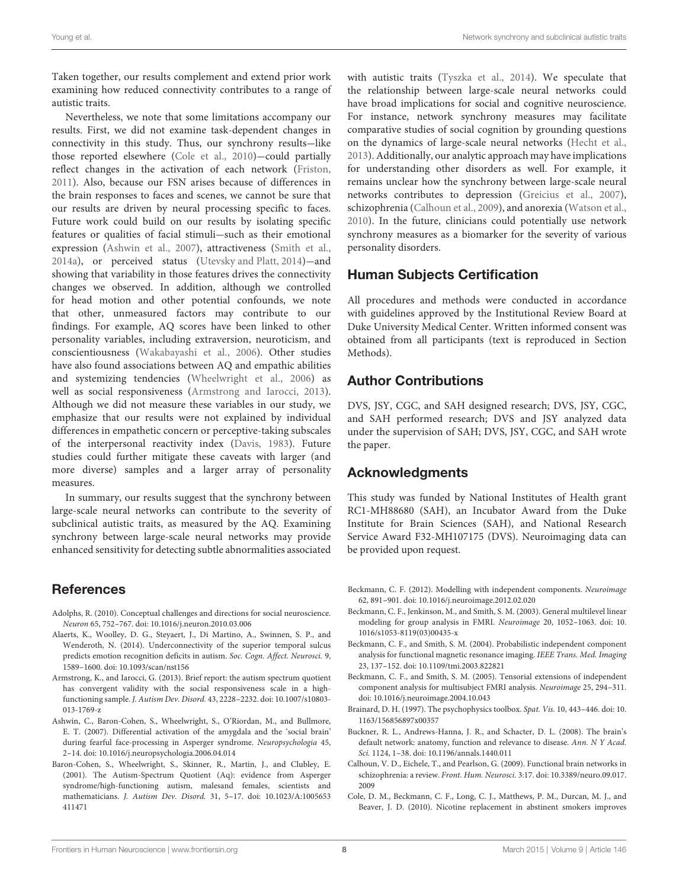Taken together, our results complement and extend prior work examining how reduced connectivity contributes to a range of autistic traits.

Nevertheless, we note that some limitations accompany our results. First, we did not examine task-dependent changes in connectivity in this study. Thus, our synchrony results—like those reported elsewhere (Cole et al., 2010)—could partially reflect changes in the activation of each network (Friston, 2011). Also, because our FSN arises because of differences in the brain responses to faces and scenes, we cannot be sure that our results are driven by neural processing specific to faces. Future work could build on our results by isolating specific features or qualities of facial stimuli—such as their emotional expression (Ashwin et al., 2007), attractiveness (Smith et al., 2014a), or perceived status (Utevsky and Platt, 2014)—and showing that variability in those features drives the connectivity changes we observed. In addition, although we controlled for head motion and other potential confounds, we note that other, unmeasured factors may contribute to our findings. For example, AQ scores have been linked to other personality variables, including extraversion, neuroticism, and conscientiousness (Wakabayashi et al., 2006). Other studies have also found associations between AQ and empathic abilities and systemizing tendencies (Wheelwright et al., 2006) as well as social responsiveness (Armstrong and Iarocci, 2013). Although we did not measure these variables in our study, we emphasize that our results were not explained by individual differences in empathetic concern or perceptive-taking subscales of the interpersonal reactivity index (Davis, 1983). Future studies could further mitigate these caveats with larger (and more diverse) samples and a larger array of personality measures.

In summary, our results suggest that the synchrony between large-scale neural networks can contribute to the severity of subclinical autistic traits, as measured by the AQ. Examining synchrony between large-scale neural networks may provide enhanced sensitivity for detecting subtle abnormalities associated with autistic traits (Tyszka et al., 2014). We speculate that the relationship between large-scale neural networks could have broad implications for social and cognitive neuroscience. For instance, network synchrony measures may facilitate comparative studies of social cognition by grounding questions on the dynamics of large-scale neural networks (Hecht et al., 2013). Additionally, our analytic approach may have implications for understanding other disorders as well. For example, it remains unclear how the synchrony between large-scale neural networks contributes to depression (Greicius et al., 2007), schizophrenia (Calhoun et al., 2009), and anorexia (Watson et al., 2010). In the future, clinicians could potentially use network synchrony measures as a biomarker for the severity of various personality disorders.

## Human Subjects Certification

All procedures and methods were conducted in accordance with guidelines approved by the Institutional Review Board at Duke University Medical Center. Written informed consent was obtained from all participants (text is reproduced in Section Methods).

## Author Contributions

DVS, JSY, CGC, and SAH designed research; DVS, JSY, CGC, and SAH performed research; DVS and JSY analyzed data under the supervision of SAH; DVS, JSY, CGC, and SAH wrote the paper.

## Acknowledgments

This study was funded by National Institutes of Health grant RC1-MH88680 (SAH), an Incubator Award from the Duke Institute for Brain Sciences (SAH), and National Research Service Award F32-MH107175 (DVS). Neuroimaging data can be provided upon request.

## References

Adolphs, R. (2010). Conceptual challenges and directions for social neuroscience. *Neuron* 65, 752–767. doi: 10.1016/j.neuron.2010.03.006

Alaerts, K., Woolley, D. G., Steyaert, J., Di Martino, A., Swinnen, S. P., and Wenderoth, N. (2014). Underconnectivity of the superior temporal sulcus predicts emotion recognition deficits in autism. *Soc. Cogn. Affect. Neurosci.* 9, 1589–1600. doi: 10.1093/scan/nst156

Armstrong, K., and Iarocci, G. (2013). Brief report: the autism spectrum quotient has convergent validity with the social responsiveness scale in a high-functioning sample. *J. Autism Dev. Disord.* 43, 2228–2232. doi: 10.1007/s10803-013-1769-z

Ashwin, C., Baron-Cohen, S., Wheelwright, S., O'Riordan, M., and Bullmore, E. T. (2007). Differential activation of the amygdala and the 'social brain' during fearful face-processing in Asperger syndrome. *Neuropsychologia* 45, 2–14. doi: 10.1016/j.neuropsychologia.2006.04.014

Baron-Cohen, S., Wheelwright, S., Skinner, R., Martin, J., and Clubley, E. (2001). The Autism-Spectrum Quotient (Aq): evidence from Asperger syndrome/high-functioning autism, malesand females, scientists and mathematicians. *J. Autism Dev. Disord.* 31, 5–17. doi: 10.1023/A:1005653411471

Beckmann, C. F. (2012). Modelling with independent components. *Neuroimage* 62, 891–901. doi: 10.1016/j.neuroimage.2012.02.020

Beckmann, C. F., Jenkinson, M., and Smith, S. M. (2003). General multilevel linear modeling for group analysis in FMRI. *Neuroimage* 20, 1052–1063. doi: 10.1016/s1053-8119(03)00435-x

Beckmann, C. F., and Smith, S. M. (2004). Probabilistic independent component analysis for functional magnetic resonance imaging. *IEEE Trans. Med. Imaging* 23, 137–152. doi: 10.1109/tmi.2003.822821

Beckmann, C. F., and Smith, S. M. (2005). Tensorial extensions of independent component analysis for multisubject FMRI analysis. *Neuroimage* 25, 294–311. doi: 10.1016/j.neuroimage.2004.10.043

Brainard, D. H. (1997). The psychophysics toolbox. *Spat. Vis.* 10, 443–446. doi: 10.1163/156856897x00357

Buckner, R. L., Andrews-Hanna, J. R., and Schacter, D. L. (2008). The brain's default network: anatomy, function and relevance to disease. *Ann. N Y Acad. Sci.* 1124, 1–38. doi: 10.1196/annals.1440.011

Calhoun, V. D., Eichele, T., and Pearlson, G. (2009). Functional brain networks in schizophrenia: a review. *Front. Hum. Neurosci.* 3:17. doi: 10.3389/neuro.09.017.2009

Cole, D. M., Beckmann, C. F., Long, C. J., Matthews, P. M., Durcan, M. J., and Beaver, J. D. (2010). Nicotine replacement in abstinent smokers improves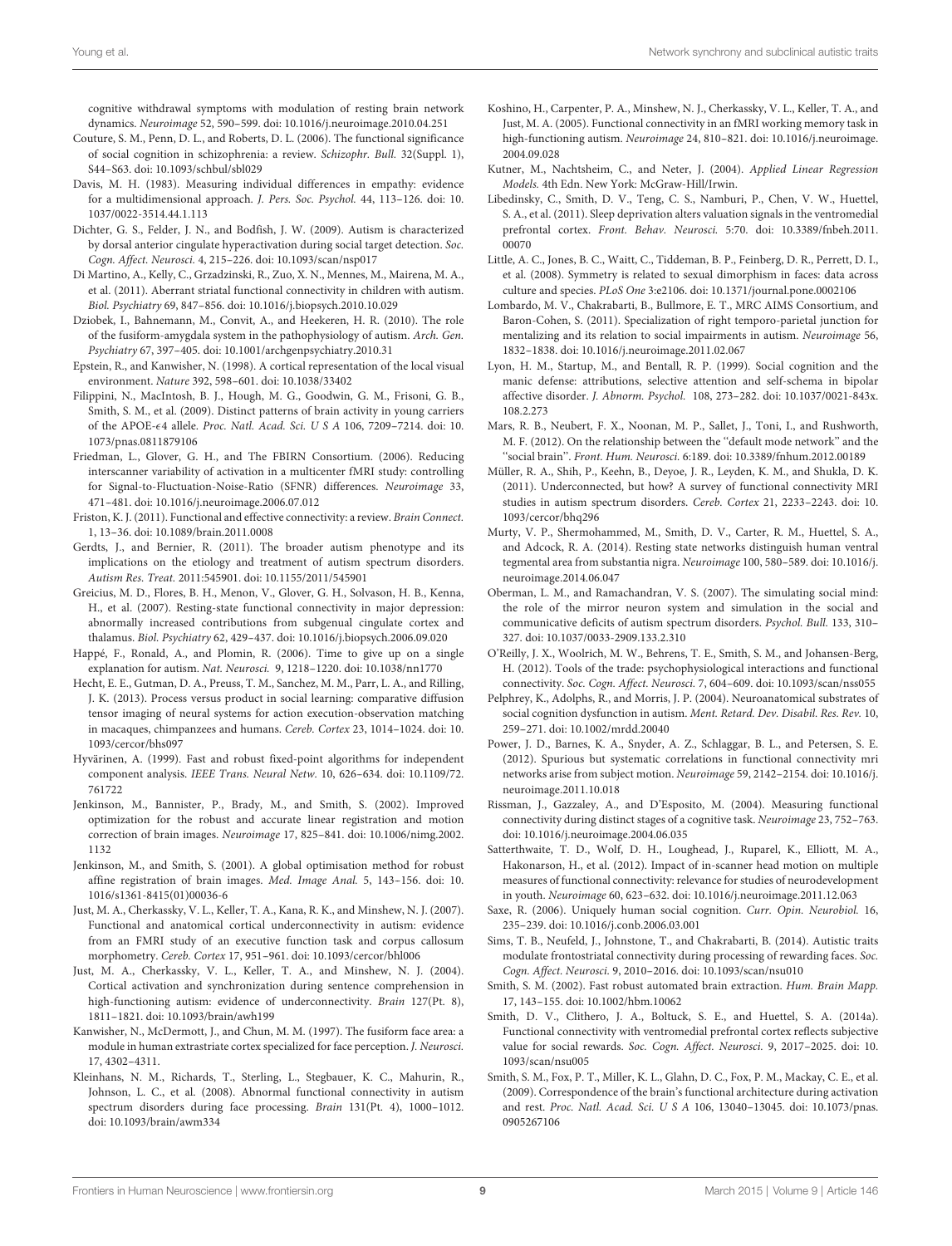cognitive withdrawal symptoms with modulation of resting brain network dynamics. *Neuroimage* 52, 590–599. doi: 10.1016/j.neuroimage.2010.04.251

Couture, S. M., Penn, D. L., and Roberts, D. L. (2006). The functional significance of social cognition in schizophrenia: a review. *Schizophr. Bull.* 32(Suppl. 1), S44–S63. doi: 10.1093/schbul/sbl029

Davis, M. H. (1983). Measuring individual differences in empathy: evidence for a multidimensional approach. *J. Pers. Soc. Psychol.* 44, 113–126. doi: 10.1037/0022-3514.44.1.113

Dichter, G. S., Felder, J. N., and Bodfish, J. W. (2009). Autism is characterized by dorsal anterior cingulate hyperactivation during social target detection. *Soc. Cogn. Affect. Neurosci.* 4, 215–226. doi: 10.1093/scan/nsp017

Di Martino, A., Kelly, C., Grzadzinski, R., Zuo, X. N., Mennes, M., Mairena, M. A., et al. (2011). Aberrant striatal functional connectivity in children with autism. *Biol. Psychiatry* 69, 847–856. doi: 10.1016/j.biopsych.2010.10.029

Dziobek, I., Bahnemann, M., Convit, A., and Heekeren, H. R. (2010). The role of the fusiform-amygdala system in the pathophysiology of autism. *Arch. Gen. Psychiatry* 67, 397–405. doi: 10.1001/archgenpsychiatry.2010.31

Epstein, R., and Kanwisher, N. (1998). A cortical representation of the local visual environment. *Nature* 392, 598–601. doi: 10.1038/33402

Filippini, N., MacIntosh, B. J., Hough, M. G., Goodwin, G. M., Frisoni, G. B., Smith, S. M., et al. (2009). Distinct patterns of brain activity in young carriers of the APOE-ϵ4 allele. *Proc. Natl. Acad. Sci. U S A* 106, 7209–7214. doi: 10.1073/pnas.0811879106

Friedman, L., Glover, G. H., and The FBIRN Consortium. (2006). Reducing interscanner variability of activation in a multicenter fMRI study: controlling for Signal-to-Fluctuation-Noise-Ratio (SFNR) differences. *Neuroimage* 33, 471–481. doi: 10.1016/j.neuroimage.2006.07.012

Friston, K. J. (2011). Functional and effective connectivity: a review. *Brain Connect.* 1, 13–36. doi: 10.1089/brain.2011.0008

Gerdts, J., and Bernier, R. (2011). The broader autism phenotype and its implications on the etiology and treatment of autism spectrum disorders. *Autism Res. Treat.* 2011:545901. doi: 10.1155/2011/545901

Greicius, M. D., Flores, B. H., Menon, V., Glover, G. H., Solvason, H. B., Kenna, H., et al. (2007). Resting-state functional connectivity in major depression: abnormally increased contributions from subgenual cingulate cortex and thalamus. *Biol. Psychiatry* 62, 429–437. doi: 10.1016/j.biopsych.2006.09.020

Happé, F., Ronald, A., and Plomin, R. (2006). Time to give up on a single explanation for autism. *Nat. Neurosci.* 9, 1218–1220. doi: 10.1038/nn1770

Hecht, E. E., Gutman, D. A., Preuss, T. M., Sanchez, M. M., Parr, L. A., and Rilling, J. K. (2013). Process versus product in social learning: comparative diffusion tensor imaging of neural systems for action execution-observation matching in macaques, chimpanzees and humans. *Cereb. Cortex* 23, 1014–1024. doi: 10.1093/cercor/bhs097

Hyvärinen, A. (1999). Fast and robust fixed-point algorithms for independent component analysis. *IEEE Trans. Neural Netw.* 10, 626–634. doi: 10.1109/72.761722

Jenkinson, M., Bannister, P., Brady, M., and Smith, S. (2002). Improved optimization for the robust and accurate linear registration and motion correction of brain images. *Neuroimage* 17, 825–841. doi: 10.1006/nimg.2002.1132

Jenkinson, M., and Smith, S. (2001). A global optimisation method for robust affine registration of brain images. *Med. Image Anal.* 5, 143–156. doi: 10.1016/s1361-8415(01)00036-6

Just, M. A., Cherkassky, V. L., Keller, T. A., Kana, R. K., and Minshew, N. J. (2007). Functional and anatomical cortical underconnectivity in autism: evidence from an FMRI study of an executive function task and corpus callosum morphometry. *Cereb. Cortex* 17, 951–961. doi: 10.1093/cercor/bhl006

Just, M. A., Cherkassky, V. L., Keller, T. A., and Minshew, N. J. (2004). Cortical activation and synchronization during sentence comprehension in high-functioning autism: evidence of underconnectivity. *Brain* 127(Pt. 8), 1811–1821. doi: 10.1093/brain/awh199

Kanwisher, N., McDermott, J., and Chun, M. M. (1997). The fusiform face area: a module in human extrastriate cortex specialized for face perception. *J. Neurosci.* 17, 4302–4311.

Kleinhans, N. M., Richards, T., Sterling, L., Stegbauer, K. C., Mahurin, R., Johnson, L. C., et al. (2008). Abnormal functional connectivity in autism spectrum disorders during face processing. *Brain* 131(Pt. 4), 1000–1012. doi: 10.1093/brain/awm334

Koshino, H., Carpenter, P. A., Minshew, N. J., Cherkassky, V. L., Keller, T. A., and Just, M. A. (2005). Functional connectivity in an fMRI working memory task in high-functioning autism. *Neuroimage* 24, 810–821. doi: 10.1016/j.neuroimage.2004.09.028

Kutner, M., Nachtsheim, C., and Neter, J. (2004). *Applied Linear Regression Models.* 4th Edn. New York: McGraw-Hill/Irwin.

Libedinsky, C., Smith, D. V., Teng, C. S., Namburi, P., Chen, V. W., Huettel, S. A., et al. (2011). Sleep deprivation alters valuation signals in the ventromedial prefrontal cortex. *Front. Behav. Neurosci.* 5:70. doi: 10.3389/fnbeh.2011.00070

Little, A. C., Jones, B. C., Waitt, C., Tiddeman, B. P., Feinberg, D. R., Perrett, D. I., et al. (2008). Symmetry is related to sexual dimorphism in faces: data across culture and species. *PLoS One* 3:e2106. doi: 10.1371/journal.pone.0002106

Lombardo, M. V., Chakrabarti, B., Bullmore, E. T., MRC AIMS Consortium, and Baron-Cohen, S. (2011). Specialization of right temporo-parietal junction for mentalizing and its relation to social impairments in autism. *Neuroimage* 56, 1832–1838. doi: 10.1016/j.neuroimage.2011.02.067

Lyon, H. M., Startup, M., and Bentall, R. P. (1999). Social cognition and the manic defense: attributions, selective attention and self-schema in bipolar affective disorder. *J. Abnorm. Psychol.* 108, 273–282. doi: 10.1037/0021-843x.108.2.273

Mars, R. B., Neubert, F. X., Noonan, M. P., Sallet, J., Toni, I., and Rushworth, M. F. (2012). On the relationship between the "default mode network" and the "social brain". *Front. Hum. Neurosci.* 6:189. doi: 10.3389/fnhum.2012.00189

Müller, R. A., Shih, P., Keehn, B., Deyoe, J. R., Leyden, K. M., and Shukla, D. K. (2011). Underconnected, but how? A survey of functional connectivity MRI studies in autism spectrum disorders. *Cereb. Cortex* 21, 2233–2243. doi: 10.1093/cercor/bhq296

Murty, V. P., Shermohammed, M., Smith, D. V., Carter, R. M., Huettel, S. A., and Adcock, R. A. (2014). Resting state networks distinguish human ventral tegmental area from substantia nigra. *Neuroimage* 100, 580–589. doi: 10.1016/j.neuroimage.2014.06.047

Oberman, L. M., and Ramachandran, V. S. (2007). The simulating social mind: the role of the mirror neuron system and simulation in the social and communicative deficits of autism spectrum disorders. *Psychol. Bull.* 133, 310–327. doi: 10.1037/0033-2909.133.2.310

O'Reilly, J. X., Woolrich, M. W., Behrens, T. E., Smith, S. M., and Johansen-Berg, H. (2012). Tools of the trade: psychophysiological interactions and functional connectivity. *Soc. Cogn. Affect. Neurosci.* 7, 604–609. doi: 10.1093/scan/nss055

Pelphrey, K., Adolphs, R., and Morris, J. P. (2004). Neuroanatomical substrates of social cognition dysfunction in autism. *Ment. Retard. Dev. Disabil. Res. Rev.* 10, 259–271. doi: 10.1002/mrdd.20040

Power, J. D., Barnes, K. A., Snyder, A. Z., Schlaggar, B. L., and Petersen, S. E. (2012). Spurious but systematic correlations in functional connectivity mri networks arise from subject motion. *Neuroimage* 59, 2142–2154. doi: 10.1016/j.neuroimage.2011.10.018

Rissman, J., Gazzaley, A., and D'Esposito, M. (2004). Measuring functional connectivity during distinct stages of a cognitive task. *Neuroimage* 23, 752–763. doi: 10.1016/j.neuroimage.2004.06.035

Satterthwaite, T. D., Wolf, D. H., Loughead, J., Ruparel, K., Elliott, M. A., Hakonarson, H., et al. (2012). Impact of in-scanner head motion on multiple measures of functional connectivity: relevance for studies of neurodevelopment in youth. *Neuroimage* 60, 623–632. doi: 10.1016/j.neuroimage.2011.12.063

Saxe, R. (2006). Uniquely human social cognition. *Curr. Opin. Neurobiol.* 16, 235–239. doi: 10.1016/j.conb.2006.03.001

Sims, T. B., Neufeld, J., Johnstone, T., and Chakrabarti, B. (2014). Autistic traits modulate frontostriatal connectivity during processing of rewarding faces. *Soc. Cogn. Affect. Neurosci.* 9, 2010–2016. doi: 10.1093/scan/nsu010

Smith, S. M. (2002). Fast robust automated brain extraction. *Hum. Brain Mapp.* 17, 143–155. doi: 10.1002/hbm.10062

Smith, D. V., Clithero, J. A., Boltuck, S. E., and Huettel, S. A. (2014a). Functional connectivity with ventromedial prefrontal cortex reflects subjective value for social rewards. *Soc. Cogn. Affect. Neurosci.* 9, 2017–2025. doi: 10.1093/scan/nsu005

Smith, S. M., Fox, P. T., Miller, K. L., Glahn, D. C., Fox, P. M., Mackay, C. E., et al. (2009). Correspondence of the brain's functional architecture during activation and rest. *Proc. Natl. Acad. Sci. U S A* 106, 13040–13045. doi: 10.1073/pnas.0905267106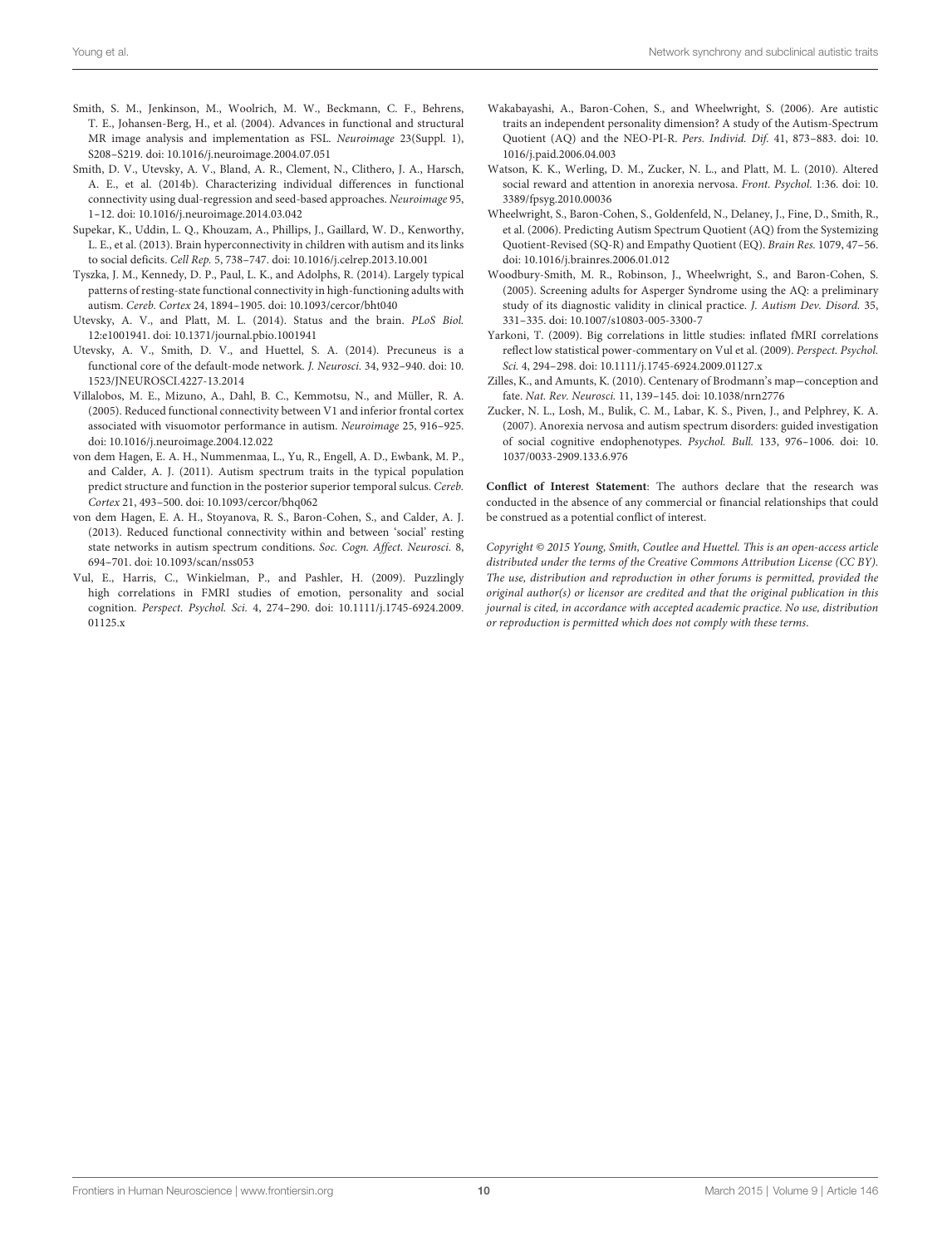Smith, S. M., Jenkinson, M., Woolrich, M. W., Beckmann, C. F., Behrens, T. E., Johansen-Berg, H., et al. (2004). Advances in functional and structural MR image analysis and implementation as FSL. *Neuroimage* 23(Suppl. 1), S208–S219. doi: 10.1016/j.neuroimage.2004.07.051

Smith, D. V., Utevsky, A. V., Bland, A. R., Clement, N., Clithero, J. A., Harsch, A. E., et al. (2014b). Characterizing individual differences in functional connectivity using dual-regression and seed-based approaches. *Neuroimage* 95, 1–12. doi: 10.1016/j.neuroimage.2014.03.042

Supekar, K., Uddin, L. Q., Khouzam, A., Phillips, J., Gaillard, W. D., Kenworthy, L. E., et al. (2013). Brain hyperconnectivity in children with autism and its links to social deficits. *Cell Rep.* 5, 738–747. doi: 10.1016/j.celrep.2013.10.001

Tyszka, J. M., Kennedy, D. P., Paul, L. K., and Adolphs, R. (2014). Largely typical patterns of resting-state functional connectivity in high-functioning adults with autism. *Cereb. Cortex* 24, 1894–1905. doi: 10.1093/cercor/bht040

Utevsky, A. V., and Platt, M. L. (2014). Status and the brain. *PLoS Biol.* 12:e1001941. doi: 10.1371/journal.pbio.1001941

Utevsky, A. V., Smith, D. V., and Huettel, S. A. (2014). Precuneus is a functional core of the default-mode network. *J. Neurosci.* 34, 932–940. doi: 10.1523/JNEUROSCI.4227-13.2014

Villalobos, M. E., Mizuno, A., Dahl, B. C., Kemmotsu, N., and Müller, R. A. (2005). Reduced functional connectivity between V1 and inferior frontal cortex associated with visuomotor performance in autism. *Neuroimage* 25, 916–925. doi: 10.1016/j.neuroimage.2004.12.022

von dem Hagen, E. A. H., Nummenmaa, L., Yu, R., Engell, A. D., Ewbank, M. P., and Calder, A. J. (2011). Autism spectrum traits in the typical population predict structure and function in the posterior superior temporal sulcus. *Cereb. Cortex* 21, 493–500. doi: 10.1093/cercor/bhq062

von dem Hagen, E. A. H., Stoyanova, R. S., Baron-Cohen, S., and Calder, A. J. (2013). Reduced functional connectivity within and between 'social' resting state networks in autism spectrum conditions. *Soc. Cogn. Affect. Neurosci.* 8, 694–701. doi: 10.1093/scan/nss053

Vul, E., Harris, C., Winkielman, P., and Pashler, H. (2009). Puzzlingly high correlations in FMRI studies of emotion, personality and social cognition. *Perspect. Psychol. Sci.* 4, 274–290. doi: 10.1111/j.1745-6924.2009.01125.x

Wakabayashi, A., Baron-Cohen, S., and Wheelwright, S. (2006). Are autistic traits an independent personality dimension? A study of the Autism-Spectrum Quotient (AQ) and the NEO-PI-R. *Pers. Individ. Dif.* 41, 873–883. doi: 10.1016/j.paid.2006.04.003

Watson, K. K., Werling, D. M., Zucker, N. L., and Platt, M. L. (2010). Altered social reward and attention in anorexia nervosa. *Front. Psychol.* 1:36. doi: 10.3389/fpsyg.2010.00036

Wheelwright, S., Baron-Cohen, S., Goldenfeld, N., Delaney, J., Fine, D., Smith, R., et al. (2006). Predicting Autism Spectrum Quotient (AQ) from the Systemizing Quotient-Revised (SQ-R) and Empathy Quotient (EQ). *Brain Res.* 1079, 47–56. doi: 10.1016/j.brainres.2006.01.012

Woodbury-Smith, M. R., Robinson, J., Wheelwright, S., and Baron-Cohen, S. (2005). Screening adults for Asperger Syndrome using the AQ: a preliminary study of its diagnostic validity in clinical practice. *J. Autism Dev. Disord.* 35, 331–335. doi: 10.1007/s10803-005-3300-7

Yarkoni, T. (2009). Big correlations in little studies: inflated fMRI correlations reflect low statistical power-commentary on Vul et al. (2009). *Perspect. Psychol. Sci.* 4, 294–298. doi: 10.1111/j.1745-6924.2009.01127.x

Zilles, K., and Amunts, K. (2010). Centenary of Brodmann's map—conception and fate. *Nat. Rev. Neurosci.* 11, 139–145. doi: 10.1038/nrn2776

Zucker, N. L., Losh, M., Bulik, C. M., Labar, K. S., Piven, J., and Pelphrey, K. A. (2007). Anorexia nervosa and autism spectrum disorders: guided investigation of social cognitive endophenotypes. *Psychol. Bull.* 133, 976–1006. doi: 10.1037/0033-2909.133.6.976

**Conflict of Interest Statement**: The authors declare that the research was conducted in the absence of any commercial or financial relationships that could be construed as a potential conflict of interest.

*Copyright © 2015 Young, Smith, Coutlee and Huettel. This is an open-access article distributed under the terms of the Creative Commons Attribution License (CC BY). The use, distribution and reproduction in other forums is permitted, provided the original author(s) or licensor are credited and that the original publication in this journal is cited, in accordance with accepted academic practice. No use, distribution or reproduction is permitted which does not comply with these terms.*